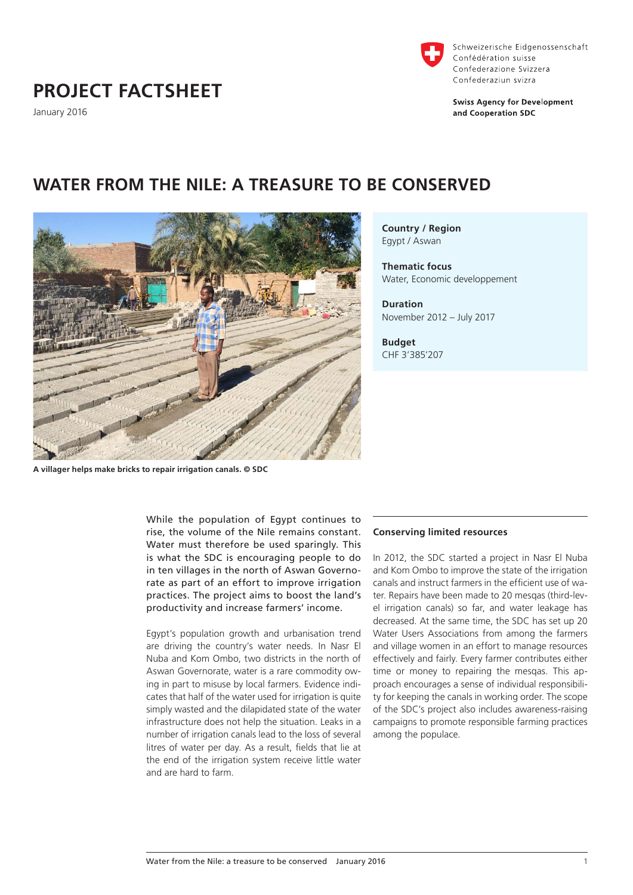Schweizerische Eidgenossenschaft
Confédération suisse
Confederazione Svizzera
Confederaziun svizra

**Swiss Agency for Development and Cooperation SDC**

# PROJECT FACTSHEET

January 2016

## WATER FROM THE NILE: A TREASURE TO BE CONSERVED

**A villager helps make bricks to repair irrigation canals. © SDC**

**Country / Region**
Egypt / Aswan

**Thematic focus**
Water, Economic developpement

**Duration**
November 2012 – July 2017

**Budget**
CHF 3'385'207

While the population of Egypt continues to rise, the volume of the Nile remains constant. Water must therefore be used sparingly. This is what the SDC is encouraging people to do in ten villages in the north of Aswan Governorate as part of an effort to improve irrigation practices. The project aims to boost the land's productivity and increase farmers' income.

Egypt's population growth and urbanisation trend are driving the country's water needs. In Nasr El Nuba and Kom Ombo, two districts in the north of Aswan Governorate, water is a rare commodity owing in part to misuse by local farmers. Evidence indicates that half of the water used for irrigation is quite simply wasted and the dilapidated state of the water infrastructure does not help the situation. Leaks in a number of irrigation canals lead to the loss of several litres of water per day. As a result, fields that lie at the end of the irrigation system receive little water and are hard to farm.

### Conserving limited resources

In 2012, the SDC started a project in Nasr El Nuba and Kom Ombo to improve the state of the irrigation canals and instruct farmers in the efficient use of water. Repairs have been made to 20 mesqas (third-level irrigation canals) so far, and water leakage has decreased. At the same time, the SDC has set up 20 Water Users Associations from among the farmers and village women in an effort to manage resources effectively and fairly. Every farmer contributes either time or money to repairing the mesqas. This approach encourages a sense of individual responsibility for keeping the canals in working order. The scope of the SDC's project also includes awareness-raising campaigns to promote responsible farming practices among the populace.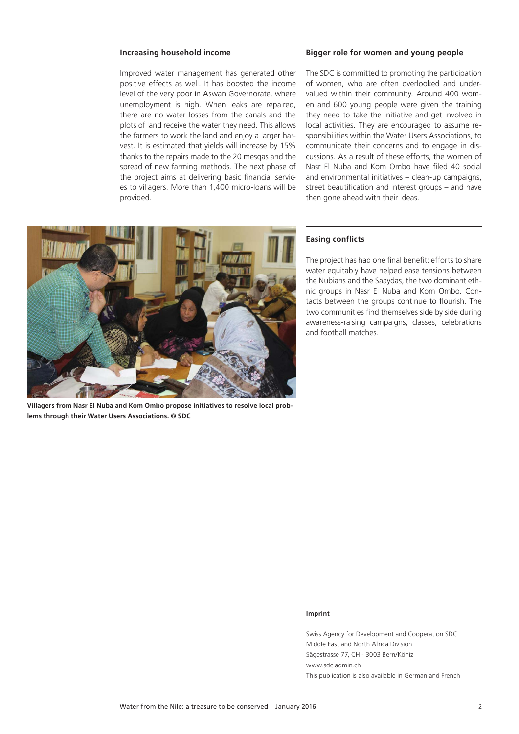## Increasing household income

Improved water management has generated other positive effects as well. It has boosted the income level of the very poor in Aswan Governorate, where unemployment is high. When leaks are repaired, there are no water losses from the canals and the plots of land receive the water they need. This allows the farmers to work the land and enjoy a larger harvest. It is estimated that yields will increase by 15% thanks to the repairs made to the 20 mesqas and the spread of new farming methods. The next phase of the project aims at delivering basic financial services to villagers. More than 1,400 micro-loans will be provided.

**Villagers from Nasr El Nuba and Kom Ombo propose initiatives to resolve local problems through their Water Users Associations. © SDC**

## Bigger role for women and young people

The SDC is committed to promoting the participation of women, who are often overlooked and undervalued within their community. Around 400 women and 600 young people were given the training they need to take the initiative and get involved in local activities. They are encouraged to assume responsibilities within the Water Users Associations, to communicate their concerns and to engage in discussions. As a result of these efforts, the women of Nasr El Nuba and Kom Ombo have filed 40 social and environmental initiatives – clean-up campaigns, street beautification and interest groups – and have then gone ahead with their ideas.

## Easing conflicts

The project has had one final benefit: efforts to share water equitably have helped ease tensions between the Nubians and the Saaydas, the two dominant ethnic groups in Nasr El Nuba and Kom Ombo. Contacts between the groups continue to flourish. The two communities find themselves side by side during awareness-raising campaigns, classes, celebrations and football matches.

### Imprint

Swiss Agency for Development and Cooperation SDC
Middle East and North Africa Division
Sägestrasse 77, CH - 3003 Bern/Köniz
www.sdc.admin.ch
This publication is also available in German and French